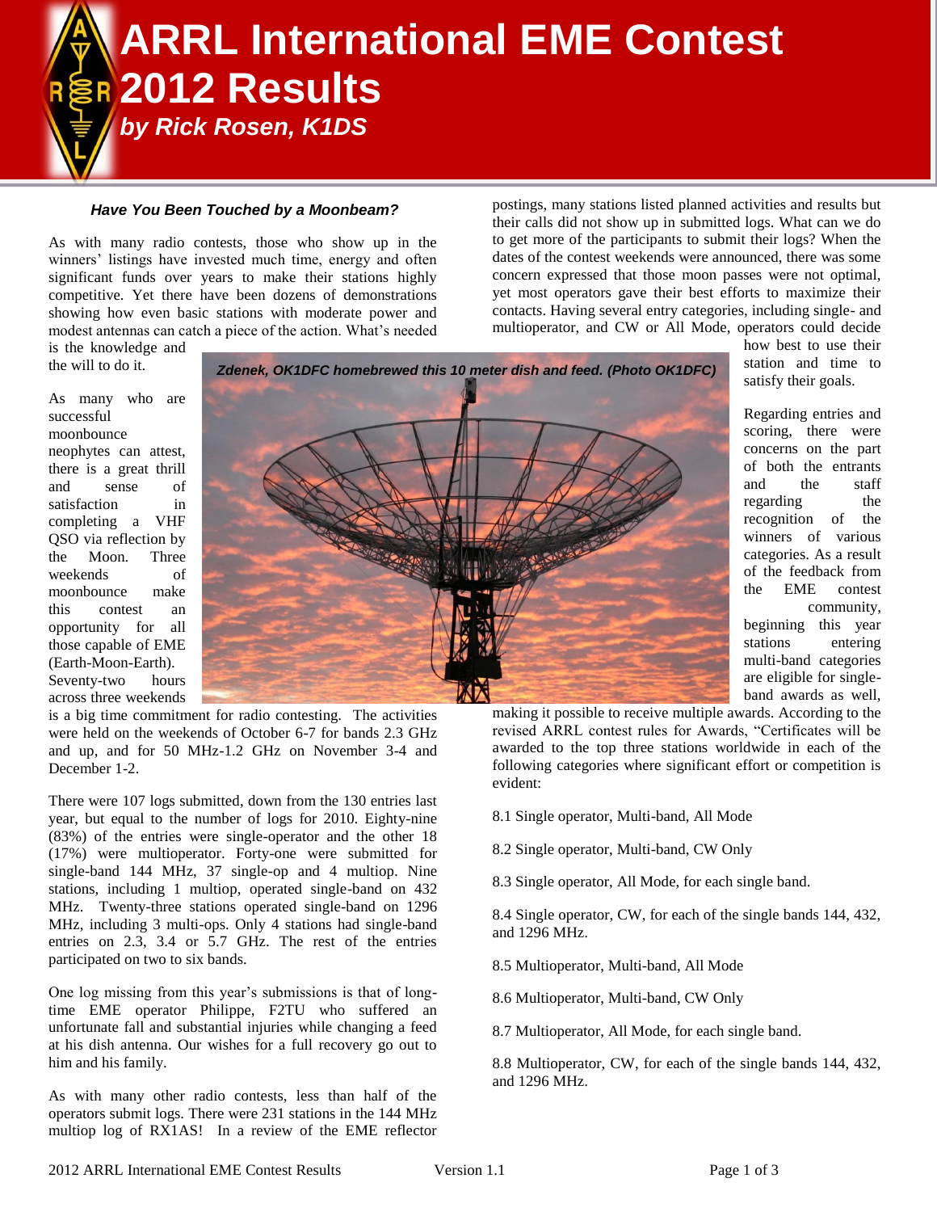# ARRL International EME Contest 2012 Results

*by Rick Rosen, K1DS*

### *Have You Been Touched by a Moonbeam?*

As with many radio contests, those who show up in the winners' listings have invested much time, energy and often significant funds over years to make their stations highly competitive. Yet there have been dozens of demonstrations showing how even basic stations with moderate power and modest antennas can catch a piece of the action. What's needed is the knowledge and the will to do it.

*Zdenek, OK1DFC homebrewed this 10 meter dish and feed. (Photo OK1DFC)*

As many who are successful moonbounce neophytes can attest, there is a great thrill and sense of satisfaction in completing a VHF QSO via reflection by the Moon. Three weekends of moonbounce make this contest an opportunity for all those capable of EME (Earth-Moon-Earth). Seventy-two hours across three weekends is a big time commitment for radio contesting. The activities were held on the weekends of October 6-7 for bands 2.3 GHz and up, and for 50 MHz-1.2 GHz on November 3-4 and December 1-2.

There were 107 logs submitted, down from the 130 entries last year, but equal to the number of logs for 2010. Eighty-nine (83%) of the entries were single-operator and the other 18 (17%) were multioperator. Forty-one were submitted for single-band 144 MHz, 37 single-op and 4 multiop. Nine stations, including 1 multiop, operated single-band on 432 MHz. Twenty-three stations operated single-band on 1296 MHz, including 3 multi-ops. Only 4 stations had single-band entries on 2.3, 3.4 or 5.7 GHz. The rest of the entries participated on two to six bands.

One log missing from this year's submissions is that of long-time EME operator Philippe, F2TU who suffered an unfortunate fall and substantial injuries while changing a feed at his dish antenna. Our wishes for a full recovery go out to him and his family.

As with many other radio contests, less than half of the operators submit logs. There were 231 stations in the 144 MHz multiop log of RX1AS! In a review of the EME reflector postings, many stations listed planned activities and results but their calls did not show up in submitted logs. What can we do to get more of the participants to submit their logs? When the dates of the contest weekends were announced, there was some concern expressed that those moon passes were not optimal, yet most operators gave their best efforts to maximize their contacts. Having several entry categories, including single- and multioperator, and CW or All Mode, operators could decide how best to use their station and time to satisfy their goals.

Regarding entries and scoring, there were concerns on the part of both the entrants and the staff regarding the recognition of the winners of various categories. As a result of the feedback from the EME contest community, beginning this year stations entering multi-band categories are eligible for single-band awards as well, making it possible to receive multiple awards. According to the revised ARRL contest rules for Awards, "Certificates will be awarded to the top three stations worldwide in each of the following categories where significant effort or competition is evident:

8.1 Single operator, Multi-band, All Mode

8.2 Single operator, Multi-band, CW Only

8.3 Single operator, All Mode, for each single band.

8.4 Single operator, CW, for each of the single bands 144, 432, and 1296 MHz.

8.5 Multioperator, Multi-band, All Mode

8.6 Multioperator, Multi-band, CW Only

8.7 Multioperator, All Mode, for each single band.

8.8 Multioperator, CW, for each of the single bands 144, 432, and 1296 MHz.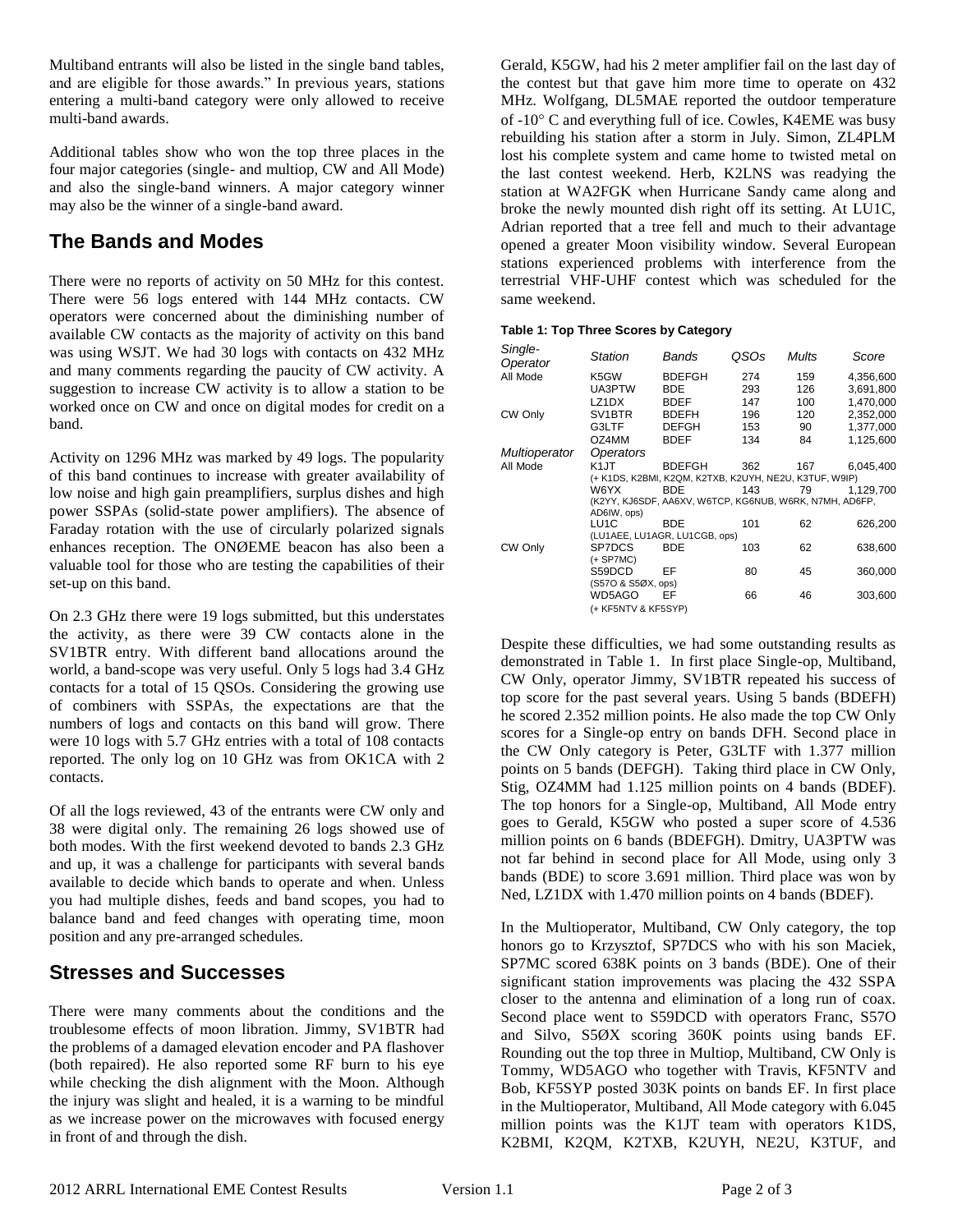Multiband entrants will also be listed in the single band tables, and are eligible for those awards." In previous years, stations entering a multi-band category were only allowed to receive multi-band awards.

Additional tables show who won the top three places in the four major categories (single- and multiop, CW and All Mode) and also the single-band winners. A major category winner may also be the winner of a single-band award.

## The Bands and Modes

There were no reports of activity on 50 MHz for this contest. There were 56 logs entered with 144 MHz contacts. CW operators were concerned about the diminishing number of available CW contacts as the majority of activity on this band was using WSJT. We had 30 logs with contacts on 432 MHz and many comments regarding the paucity of CW activity. A suggestion to increase CW activity is to allow a station to be worked once on CW and once on digital modes for credit on a band.

Activity on 1296 MHz was marked by 49 logs. The popularity of this band continues to increase with greater availability of low noise and high gain preamplifiers, surplus dishes and high power SSPAs (solid-state power amplifiers). The absence of Faraday rotation with the use of circularly polarized signals enhances reception. The ONØEME beacon has also been a valuable tool for those who are testing the capabilities of their set-up on this band.

On 2.3 GHz there were 19 logs submitted, but this understates the activity, as there were 39 CW contacts alone in the SV1BTR entry. With different band allocations around the world, a band-scope was very useful. Only 5 logs had 3.4 GHz contacts for a total of 15 QSOs. Considering the growing use of combiners with SSPAs, the expectations are that the numbers of logs and contacts on this band will grow. There were 10 logs with 5.7 GHz entries with a total of 108 contacts reported. The only log on 10 GHz was from OK1CA with 2 contacts.

Of all the logs reviewed, 43 of the entrants were CW only and 38 were digital only. The remaining 26 logs showed use of both modes. With the first weekend devoted to bands 2.3 GHz and up, it was a challenge for participants with several bands available to decide which bands to operate and when. Unless you had multiple dishes, feeds and band scopes, you had to balance band and feed changes with operating time, moon position and any pre-arranged schedules.

## Stresses and Successes

There were many comments about the conditions and the troublesome effects of moon libration. Jimmy, SV1BTR had the problems of a damaged elevation encoder and PA flashover (both repaired). He also reported some RF burn to his eye while checking the dish alignment with the Moon. Although the injury was slight and healed, it is a warning to be mindful as we increase power on the microwaves with focused energy in front of and through the dish.

Gerald, K5GW, had his 2 meter amplifier fail on the last day of the contest but that gave him more time to operate on 432 MHz. Wolfgang, DL5MAE reported the outdoor temperature of -10° C and everything full of ice. Cowles, K4EME was busy rebuilding his station after a storm in July. Simon, ZL4PLM lost his complete system and came home to twisted metal on the last contest weekend. Herb, K2LNS was readying the station at WA2FGK when Hurricane Sandy came along and broke the newly mounted dish right off its setting. At LU1C, Adrian reported that a tree fell and much to their advantage opened a greater Moon visibility window. Several European stations experienced problems with interference from the terrestrial VHF-UHF contest which was scheduled for the same weekend.

**Table 1: Top Three Scores by Category**

| *Single-Operator* | *Station* | *Bands* | *QSOs* | *Mults* | *Score* |
|---|---|---|---|---|---|
| All Mode | K5GW | BDEFGH | 274 | 159 | 4,356,600 |
| | UA3PTW | BDE | 293 | 126 | 3,691,800 |
| | LZ1DX | BDEF | 147 | 100 | 1,470,000 |
| CW Only | SV1BTR | BDEFH | 196 | 120 | 2,352,000 |
| | G3LTF | DEFGH | 153 | 90 | 1,377,000 |
| | OZ4MM | BDEF | 134 | 84 | 1,125,600 |
| *Multioperator* | *Operators* | | | | |
| All Mode | K1JT | BDEFGH | 362 | 167 | 6,045,400 |
| | (+ K1DS, K2BMI, K2QM, K2TXB, K2UYH, NE2U, K3TUF, W9IP) | | | | |
| | W6YX | BDE | 143 | 79 | 1,129,700 |
| | (K2YY, KJ6SDF, AA6XV, W6TCP, KG6NUB, W6RK, N7MH, AD6FP, AD6IW, ops) | | | | |
| | LU1C | BDE | 101 | 62 | 626,200 |
| | (LU1AEE, LU1AGR, LU1CGB, ops) | | | | |
| CW Only | SP7DCS | BDE | 103 | 62 | 638,600 |
| | (+ SP7MC) | | | | |
| | S59DCD | EF | 80 | 45 | 360,000 |
| | (S57O & S5ØX, ops) | | | | |
| | WD5AGO | EF | 66 | 46 | 303,600 |
| | (+ KF5NTV & KF5SYP) | | | | |

Despite these difficulties, we had some outstanding results as demonstrated in Table 1. In first place Single-op, Multiband, CW Only, operator Jimmy, SV1BTR repeated his success of top score for the past several years. Using 5 bands (BDEFH) he scored 2.352 million points. He also made the top CW Only scores for a Single-op entry on bands DFH. Second place in the CW Only category is Peter, G3LTF with 1.377 million points on 5 bands (DEFGH). Taking third place in CW Only, Stig, OZ4MM had 1.125 million points on 4 bands (BDEF). The top honors for a Single-op, Multiband, All Mode entry goes to Gerald, K5GW who posted a super score of 4.536 million points on 6 bands (BDEFGH). Dmitry, UA3PTW was not far behind in second place for All Mode, using only 3 bands (BDE) to score 3.691 million. Third place was won by Ned, LZ1DX with 1.470 million points on 4 bands (BDEF).

In the Multioperator, Multiband, CW Only category, the top honors go to Krzysztof, SP7DCS who with his son Maciek, SP7MC scored 638K points on 3 bands (BDE). One of their significant station improvements was placing the 432 SSPA closer to the antenna and elimination of a long run of coax. Second place went to S59DCD with operators Franc, S57O and Silvo, S5ØX scoring 360K points using bands EF. Rounding out the top three in Multiop, Multiband, CW Only is Tommy, WD5AGO who together with Travis, KF5NTV and Bob, KF5SYP posted 303K points on bands EF. In first place in the Multioperator, Multiband, All Mode category with 6.045 million points was the K1JT team with operators K1DS, K2BMI, K2QM, K2TXB, K2UYH, NE2U, K3TUF, and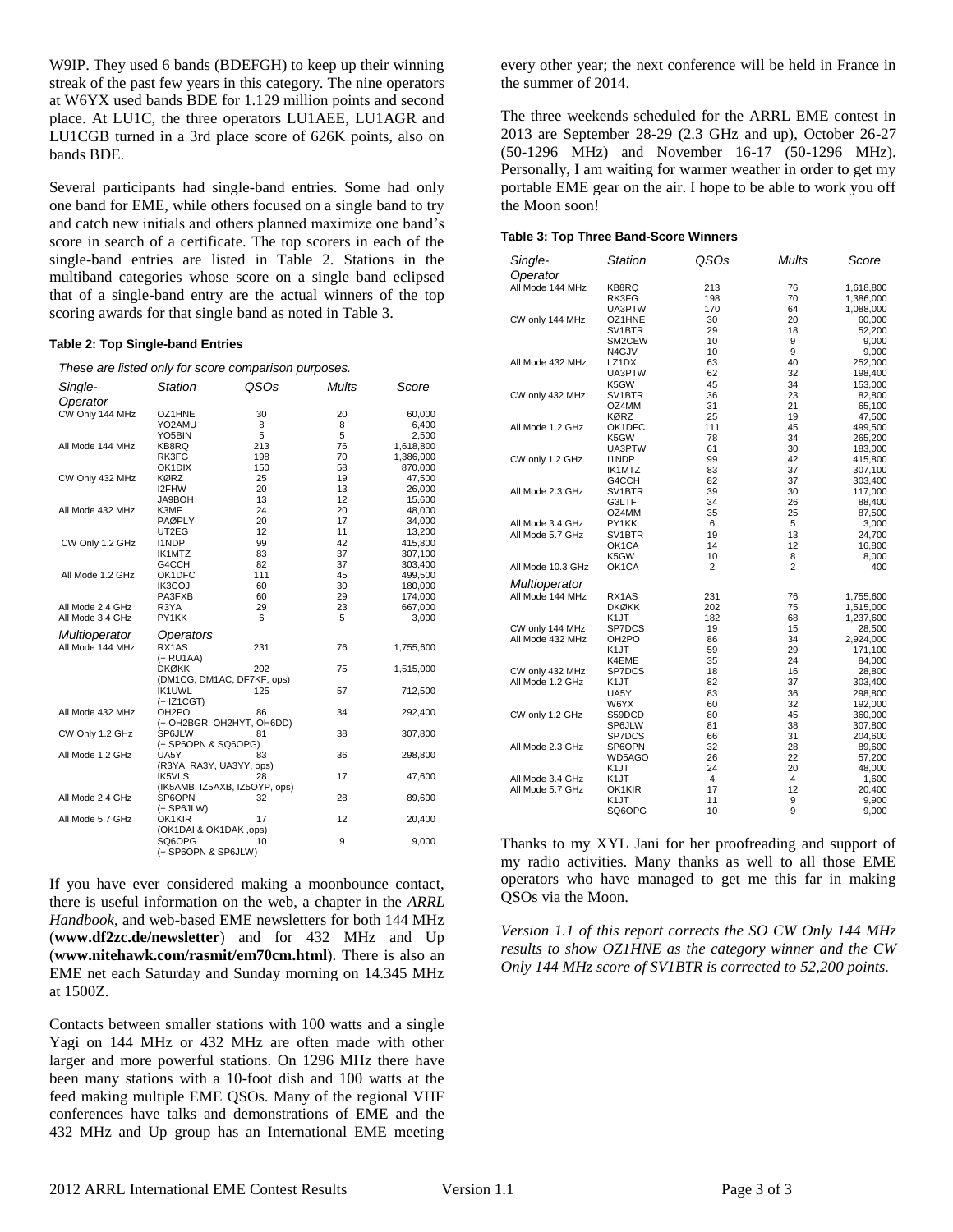W9IP. They used 6 bands (BDEFGH) to keep up their winning streak of the past few years in this category. The nine operators at W6YX used bands BDE for 1.129 million points and second place. At LU1C, the three operators LU1AEE, LU1AGR and LU1CGB turned in a 3rd place score of 626K points, also on bands BDE.

Several participants had single-band entries. Some had only one band for EME, while others focused on a single band to try and catch new initials and others planned maximize one band's score in search of a certificate. The top scorers in each of the single-band entries are listed in Table 2. Stations in the multiband categories whose score on a single band eclipsed that of a single-band entry are the actual winners of the top scoring awards for that single band as noted in Table 3.

**Table 2: Top Single-band Entries**

*These are listed only for score comparison purposes.*

| *Single-Operator* | *Station* | *QSOs* | *Mults* | *Score* |
|---|---|---|---|---|
| CW Only 144 MHz | OZ1HNE | 30 | 20 | 60,000 |
| | YO2AMU | 8 | 8 | 6,400 |
| | YO5BIN | 5 | 5 | 2,500 |
| All Mode 144 MHz | KB8RQ | 213 | 76 | 1,618,800 |
| | RK3FG | 198 | 70 | 1,386,000 |
| | OK1DIX | 150 | 58 | 870,000 |
| CW Only 432 MHz | KØRZ | 25 | 19 | 47,500 |
| | I2FHW | 20 | 13 | 26,000 |
| | JA9BOH | 13 | 12 | 15,600 |
| All Mode 432 MHz | K3MF | 24 | 20 | 48,000 |
| | PAØPLY | 20 | 17 | 34,000 |
| | UT2EG | 12 | 11 | 13,200 |
| CW Only 1.2 GHz | I1NDP | 99 | 42 | 415,800 |
| | IK1MTZ | 83 | 37 | 307,100 |
| | G4CCH | 82 | 37 | 303,400 |
| All Mode 1.2 GHz | OK1DFC | 111 | 45 | 499,500 |
| | IK3COJ | 60 | 30 | 180,000 |
| | PA3FXB | 60 | 29 | 174,000 |
| All Mode 2.4 GHz | R3YA | 29 | 23 | 667,000 |
| All Mode 3.4 GHz | PY1KK | 6 | 5 | 3,000 |
| *Multioperator* | *Operators* | | | |
| All Mode 144 MHz | RX1AS (+ RU1AA) | 231 | 76 | 1,755,600 |
| | DKØKK (DM1CG, DM1AC, DF7KF, ops) | 202 | 75 | 1,515,000 |
| | IK1UWL (+ IZ1CGT) | 125 | 57 | 712,500 |
| All Mode 432 MHz | OH2PO (+ OH2BGR, OH2HYT, OH6DD) | 86 | 34 | 292,400 |
| CW Only 1.2 GHz | SP6JLW (+ SP6OPN & SQ6OPG) | 81 | 38 | 307,800 |
| All Mode 1.2 GHz | UA5Y (R3YA, RA3Y, UA3YY, ops) | 83 | 36 | 298,800 |
| | IK5VLS (IK5AMB, IZ5AXB, IZ5OYP, ops) | 28 | 17 | 47,600 |
| All Mode 2.4 GHz | SP6OPN (+ SP6JLW) | 32 | 28 | 89,600 |
| All Mode 5.7 GHz | OK1KIR (OK1DAI & OK1DAK ,ops) | 17 | 12 | 20,400 |
| | SQ6OPG (+ SP6OPN & SP6JLW) | 10 | 9 | 9,000 |

If you have ever considered making a moonbounce contact, there is useful information on the web, a chapter in the *ARRL Handbook*, and web-based EME newsletters for both 144 MHz (**www.df2zc.de/newsletter**) and for 432 MHz and Up (**www.nitehawk.com/rasmit/em70cm.html**). There is also an EME net each Saturday and Sunday morning on 14.345 MHz at 1500Z.

Contacts between smaller stations with 100 watts and a single Yagi on 144 MHz or 432 MHz are often made with other larger and more powerful stations. On 1296 MHz there have been many stations with a 10-foot dish and 100 watts at the feed making multiple EME QSOs. Many of the regional VHF conferences have talks and demonstrations of EME and the 432 MHz and Up group has an International EME meeting every other year; the next conference will be held in France in the summer of 2014.

The three weekends scheduled for the ARRL EME contest in 2013 are September 28-29 (2.3 GHz and up), October 26-27 (50-1296 MHz) and November 16-17 (50-1296 MHz). Personally, I am waiting for warmer weather in order to get my portable EME gear on the air. I hope to be able to work you off the Moon soon!

**Table 3: Top Three Band-Score Winners**

| *Single-Operator* | *Station* | *QSOs* | *Mults* | *Score* |
|---|---|---|---|---|
| All Mode 144 MHz | KB8RQ | 213 | 76 | 1,618,800 |
| | RK3FG | 198 | 70 | 1,386,000 |
| | UA3PTW | 170 | 64 | 1,088,000 |
| CW only 144 MHz | OZ1HNE | 30 | 20 | 60,000 |
| | SV1BTR | 29 | 18 | 52,200 |
| | SM2CEW | 10 | 9 | 9,000 |
| | N4GJV | 10 | 9 | 9,000 |
| All Mode 432 MHz | LZ1DX | 63 | 40 | 252,000 |
| | UA3PTW | 62 | 32 | 198,400 |
| | K5GW | 45 | 34 | 153,000 |
| CW only 432 MHz | SV1BTR | 36 | 23 | 82,800 |
| | OZ4MM | 31 | 21 | 65,100 |
| | KØRZ | 25 | 19 | 47,500 |
| All Mode 1.2 GHz | OK1DFC | 111 | 45 | 499,500 |
| | K5GW | 78 | 34 | 265,200 |
| | UA3PTW | 61 | 30 | 183,000 |
| CW only 1.2 GHz | I1NDP | 99 | 42 | 415,800 |
| | IK1MTZ | 83 | 37 | 307,100 |
| | G4CCH | 82 | 37 | 303,400 |
| All Mode 2.3 GHz | SV1BTR | 39 | 30 | 117,000 |
| | G3LTF | 34 | 26 | 88,400 |
| | OZ4MM | 35 | 25 | 87,500 |
| All Mode 3.4 GHz | PY1KK | 6 | 5 | 3,000 |
| All Mode 5.7 GHz | SV1BTR | 19 | 13 | 24,700 |
| | OK1CA | 14 | 12 | 16,800 |
| | K5GW | 10 | 8 | 8,000 |
| All Mode 10.3 GHz | OK1CA | 2 | 2 | 400 |
| *Multioperator* | | | | |
| All Mode 144 MHz | RX1AS | 231 | 76 | 1,755,600 |
| | DKØKK | 202 | 75 | 1,515,000 |
| | K1JT | 182 | 68 | 1,237,600 |
| CW only 144 MHz | SP7DCS | 19 | 15 | 28,500 |
| All Mode 432 MHz | OH2PO | 86 | 34 | 2,924,000 |
| | K1JT | 59 | 29 | 171,100 |
| | K4EME | 35 | 24 | 84,000 |
| CW only 432 MHz | SP7DCS | 18 | 16 | 28,800 |
| All Mode 1.2 GHz | K1JT | 82 | 37 | 303,400 |
| | UA5Y | 83 | 36 | 298,800 |
| | W6YX | 60 | 32 | 192,000 |
| CW only 1.2 GHz | S59DCD | 80 | 45 | 360,000 |
| | SP6JLW | 81 | 38 | 307,800 |
| | SP7DCS | 66 | 31 | 204,600 |
| All Mode 2.3 GHz | SP6OPN | 32 | 28 | 89,600 |
| | WD5AGO | 26 | 22 | 57,200 |
| | K1JT | 24 | 20 | 48,000 |
| All Mode 3.4 GHz | K1JT | 4 | 4 | 1,600 |
| All Mode 5.7 GHz | OK1KIR | 17 | 12 | 20,400 |
| | K1JT | 11 | 9 | 9,900 |
| | SQ6OPG | 10 | 9 | 9,000 |

Thanks to my XYL Jani for her proofreading and support of my radio activities. Many thanks as well to all those EME operators who have managed to get me this far in making QSOs via the Moon.

*Version 1.1 of this report corrects the SO CW Only 144 MHz results to show OZ1HNE as the category winner and the CW Only 144 MHz score of SV1BTR is corrected to 52,200 points.*